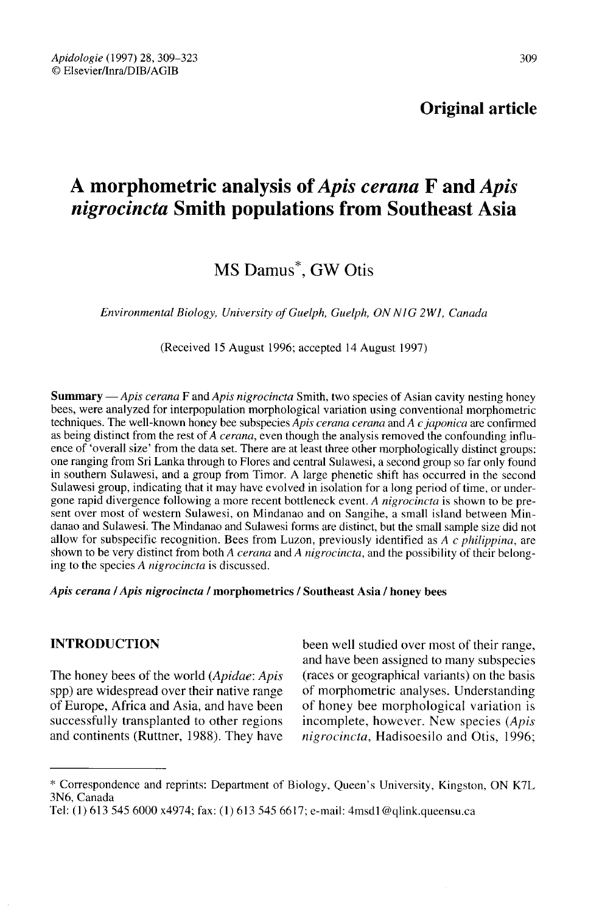**Original article**

# A morphometric analysis of *Apis cerana* F and *Apis nigrocincta* Smith populations from Southeast Asia

MS Damus*, GW Otis

*Environmental Biology, University of Guelph, Guelph, ON N1G 2W1, Canada*

(Received 15 August 1996; accepted 14 August 1997)

**Summary** — *Apis cerana* F and *Apis nigrocincta* Smith, two species of Asian cavity nesting honey bees, were analyzed for interpopulation morphological variation using conventional morphometric techniques. The well-known honey bee subspecies *Apis cerana cerana* and *A c japonica* are confirmed as being distinct from the rest of *A cerana*, even though the analysis removed the confounding influence of 'overall size' from the data set. There are at least three other morphologically distinct groups: one ranging from Sri Lanka through to Flores and central Sulawesi, a second group so far only found in southern Sulawesi, and a group from Timor. A large phenetic shift has occurred in the second Sulawesi group, indicating that it may have evolved in isolation for a long period of time, or undergone rapid divergence following a more recent bottleneck event. *A nigrocincta* is shown to be present over most of western Sulawesi, on Mindanao and on Sangihe, a small island between Mindanao and Sulawesi. The Mindanao and Sulawesi forms are distinct, but the small sample size did not allow for subspecific recognition. Bees from Luzon, previously identified as *A c philippina*, are shown to be very distinct from both *A cerana* and *A nigrocincta*, and the possibility of their belonging to the species *A nigrocincta* is discussed.

***Apis cerana* / *Apis nigrocincta* / morphometrics / Southeast Asia / honey bees**

## INTRODUCTION

The honey bees of the world (*Apidae*: *Apis* spp) are widespread over their native range of Europe, Africa and Asia, and have been successfully transplanted to other regions and continents (Ruttner, 1988). They have been well studied over most of their range, and have been assigned to many subspecies (races or geographical variants) on the basis of morphometric analyses. Understanding of honey bee morphological variation is incomplete, however. New species (*Apis nigrocincta*, Hadisoesilo and Otis, 1996;

---

\* Correspondence and reprints: Department of Biology, Queen's University, Kingston, ON K7L 3N6, Canada

Tel: (1) 613 545 6000 x4974; fax: (1) 613 545 6617; e-mail: 4msd1@qlink.queensu.ca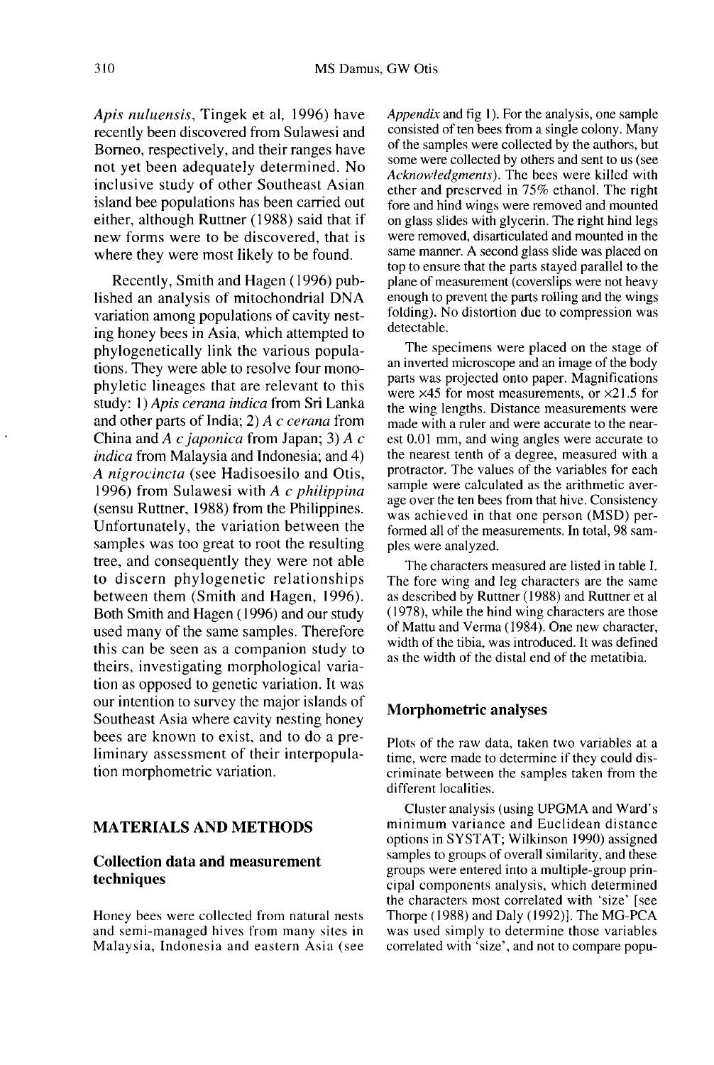*Apis nuluensis*, Tingek et al, 1996) have recently been discovered from Sulawesi and Borneo, respectively, and their ranges have not yet been adequately determined. No inclusive study of other Southeast Asian island bee populations has been carried out either, although Ruttner (1988) said that if new forms were to be discovered, that is where they were most likely to be found.

Recently, Smith and Hagen (1996) published an analysis of mitochondrial DNA variation among populations of cavity nesting honey bees in Asia, which attempted to phylogenetically link the various populations. They were able to resolve four monophyletic lineages that are relevant to this study: 1) *Apis cerana indica* from Sri Lanka and other parts of India; 2) *A c cerana* from China and *A c japonica* from Japan; 3) *A c indica* from Malaysia and Indonesia; and 4) *A nigrocincta* (see Hadisoesilo and Otis, 1996) from Sulawesi with *A c philippina* (sensu Ruttner, 1988) from the Philippines. Unfortunately, the variation between the samples was too great to root the resulting tree, and consequently they were not able to discern phylogenetic relationships between them (Smith and Hagen, 1996). Both Smith and Hagen (1996) and our study used many of the same samples. Therefore this can be seen as a companion study to theirs, investigating morphological variation as opposed to genetic variation. It was our intention to survey the major islands of Southeast Asia where cavity nesting honey bees are known to exist, and to do a preliminary assessment of their interpopulation morphometric variation.

## MATERIALS AND METHODS

### Collection data and measurement techniques

Honey bees were collected from natural nests and semi-managed hives from many sites in Malaysia, Indonesia and eastern Asia (see *Appendix* and fig 1). For the analysis, one sample consisted of ten bees from a single colony. Many of the samples were collected by the authors, but some were collected by others and sent to us (see *Acknowledgments*). The bees were killed with ether and preserved in 75% ethanol. The right fore and hind wings were removed and mounted on glass slides with glycerin. The right hind legs were removed, disarticulated and mounted in the same manner. A second glass slide was placed on top to ensure that the parts stayed parallel to the plane of measurement (coverslips were not heavy enough to prevent the parts rolling and the wings folding). No distortion due to compression was detectable.

The specimens were placed on the stage of an inverted microscope and an image of the body parts was projected onto paper. Magnifications were ×45 for most measurements, or ×21.5 for the wing lengths. Distance measurements were made with a ruler and were accurate to the nearest 0.01 mm, and wing angles were accurate to the nearest tenth of a degree, measured with a protractor. The values of the variables for each sample were calculated as the arithmetic average over the ten bees from that hive. Consistency was achieved in that one person (MSD) performed all of the measurements. In total, 98 samples were analyzed.

The characters measured are listed in table I. The fore wing and leg characters are the same as described by Ruttner (1988) and Ruttner et al (1978), while the hind wing characters are those of Mattu and Verma (1984). One new character, width of the tibia, was introduced. It was defined as the width of the distal end of the metatibia.

## Morphometric analyses

Plots of the raw data, taken two variables at a time, were made to determine if they could discriminate between the samples taken from the different localities.

Cluster analysis (using UPGMA and Ward's minimum variance and Euclidean distance options in SYSTAT; Wilkinson 1990) assigned samples to groups of overall similarity, and these groups were entered into a multiple-group principal components analysis, which determined the characters most correlated with 'size' [see Thorpe (1988) and Daly (1992)]. The MG-PCA was used simply to determine those variables correlated with 'size', and not to compare popu-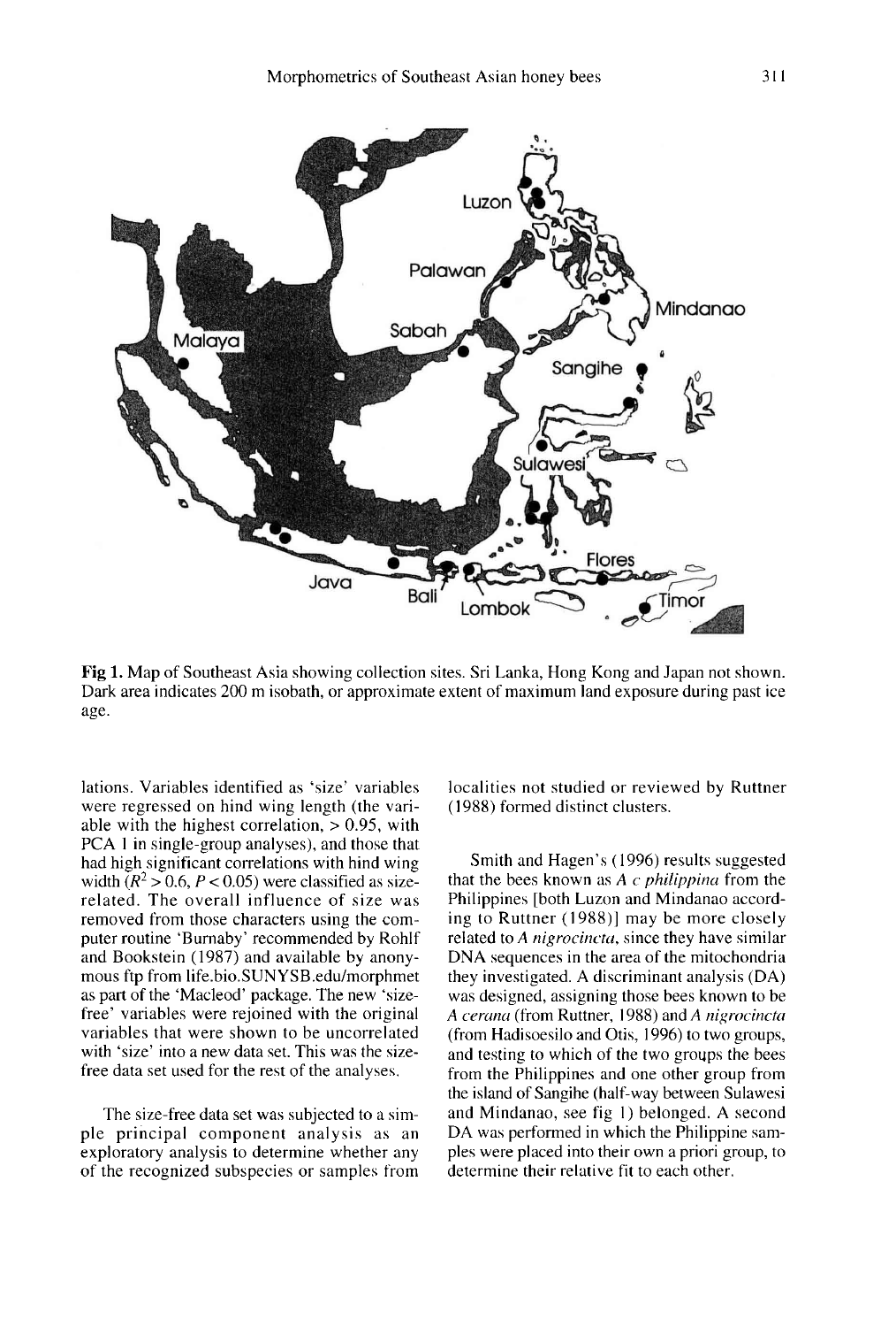Fig 1. Map of Southeast Asia showing collection sites. Sri Lanka, Hong Kong and Japan not shown. Dark area indicates 200 m isobath, or approximate extent of maximum land exposure during past ice age.

lations. Variables identified as 'size' variables were regressed on hind wing length (the variable with the highest correlation, > 0.95, with PCA 1 in single-group analyses), and those that had high significant correlations with hind wing width ($R^2 > 0.6$, $P < 0.05$) were classified as size-related. The overall influence of size was removed from those characters using the computer routine 'Burnaby' recommended by Rohlf and Bookstein (1987) and available by anonymous ftp from life.bio.SUNYSB.edu/morphmet as part of the 'Macleod' package. The new 'size-free' variables were rejoined with the original variables that were shown to be uncorrelated with 'size' into a new data set. This was the size-free data set used for the rest of the analyses.

The size-free data set was subjected to a simple principal component analysis as an exploratory analysis to determine whether any of the recognized subspecies or samples from localities not studied or reviewed by Ruttner (1988) formed distinct clusters.

Smith and Hagen's (1996) results suggested that the bees known as *A c philippina* from the Philippines [both Luzon and Mindanao according to Ruttner (1988)] may be more closely related to *A nigrocincta*, since they have similar DNA sequences in the area of the mitochondria they investigated. A discriminant analysis (DA) was designed, assigning those bees known to be *A cerana* (from Ruttner, 1988) and *A nigrocincta* (from Hadisoesilo and Otis, 1996) to two groups, and testing to which of the two groups the bees from the Philippines and one other group from the island of Sangihe (half-way between Sulawesi and Mindanao, see fig 1) belonged. A second DA was performed in which the Philippine samples were placed into their own a priori group, to determine their relative fit to each other.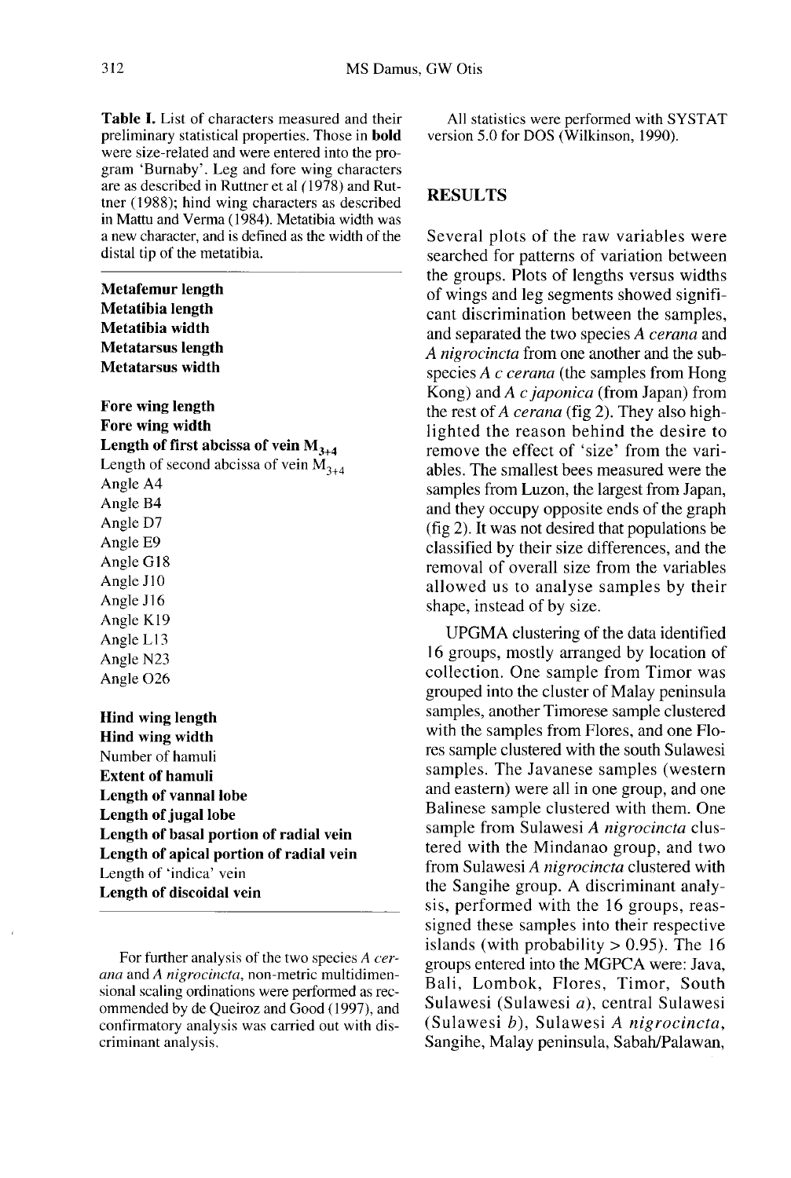**Table I.** List of characters measured and their preliminary statistical properties. Those in **bold** were size-related and were entered into the program 'Burnaby'. Leg and fore wing characters are as described in Ruttner et al (1978) and Ruttner (1988); hind wing characters as described in Mattu and Verma (1984). Metatibia width was a new character, and is defined as the width of the distal tip of the metatibia.

**Metafemur length**
**Metatibia length**
**Metatibia width**
**Metatarsus length**
**Metatarsus width**

**Fore wing length**
**Fore wing width**
**Length of first abcissa of vein $M_{3+4}$**
Length of second abcissa of vein $M_{3+4}$
Angle A4
Angle B4
Angle D7
Angle E9
Angle G18
Angle J10
Angle J16
Angle K19
Angle L13
Angle N23
Angle O26

**Hind wing length**
**Hind wing width**
Number of hamuli
**Extent of hamuli**
**Length of vannal lobe**
**Length of jugal lobe**
**Length of basal portion of radial vein**
**Length of apical portion of radial vein**
Length of 'indica' vein
**Length of discoidal vein**

For further analysis of the two species *A cerana* and *A nigrocincta*, non-metric multidimensional scaling ordinations were performed as recommended by de Queiroz and Good (1997), and confirmatory analysis was carried out with discriminant analysis.

All statistics were performed with SYSTAT version 5.0 for DOS (Wilkinson, 1990).

## RESULTS

Several plots of the raw variables were searched for patterns of variation between the groups. Plots of lengths versus widths of wings and leg segments showed significant discrimination between the samples, and separated the two species *A cerana* and *A nigrocincta* from one another and the subspecies *A c cerana* (the samples from Hong Kong) and *A c japonica* (from Japan) from the rest of *A cerana* (fig 2). They also highlighted the reason behind the desire to remove the effect of 'size' from the variables. The smallest bees measured were the samples from Luzon, the largest from Japan, and they occupy opposite ends of the graph (fig 2). It was not desired that populations be classified by their size differences, and the removal of overall size from the variables allowed us to analyse samples by their shape, instead of by size.

UPGMA clustering of the data identified 16 groups, mostly arranged by location of collection. One sample from Timor was grouped into the cluster of Malay peninsula samples, another Timorese sample clustered with the samples from Flores, and one Flores sample clustered with the south Sulawesi samples. The Javanese samples (western and eastern) were all in one group, and one Balinese sample clustered with them. One sample from Sulawesi *A nigrocincta* clustered with the Mindanao group, and two from Sulawesi *A nigrocincta* clustered with the Sangihe group. A discriminant analysis, performed with the 16 groups, reassigned these samples into their respective islands (with probability > 0.95). The 16 groups entered into the MGPCA were: Java, Bali, Lombok, Flores, Timor, South Sulawesi (Sulawesi *a*), central Sulawesi (Sulawesi *b*), Sulawesi *A nigrocincta*, Sangihe, Malay peninsula, Sabah/Palawan,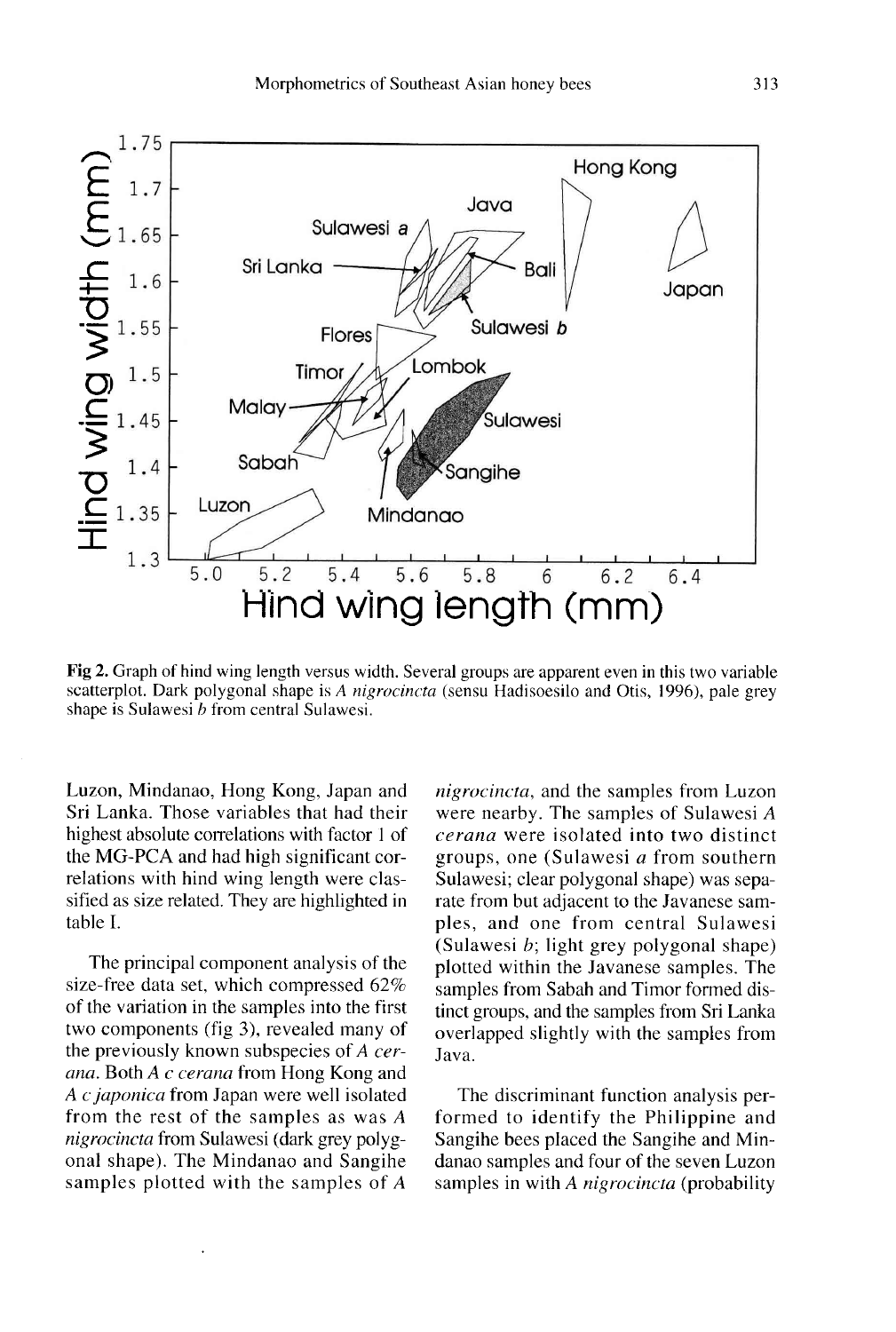Fig 2. Graph of hind wing length versus width. Several groups are apparent even in this two variable scatterplot. Dark polygonal shape is *A nigrocincta* (sensu Hadisoesilo and Otis, 1996), pale grey shape is Sulawesi *b* from central Sulawesi.

Luzon, Mindanao, Hong Kong, Japan and Sri Lanka. Those variables that had their highest absolute correlations with factor 1 of the MG-PCA and had high significant correlations with hind wing length were classified as size related. They are highlighted in table I.

The principal component analysis of the size-free data set, which compressed 62% of the variation in the samples into the first two components (fig 3), revealed many of the previously known subspecies of *A cerana*. Both *A c cerana* from Hong Kong and *A c japonica* from Japan were well isolated from the rest of the samples as was *A nigrocincta* from Sulawesi (dark grey polygonal shape). The Mindanao and Sangihe samples plotted with the samples of *A nigrocincta*, and the samples from Luzon were nearby. The samples of Sulawesi *A cerana* were isolated into two distinct groups, one (Sulawesi *a* from southern Sulawesi; clear polygonal shape) was separate from but adjacent to the Javanese samples, and one from central Sulawesi (Sulawesi *b*; light grey polygonal shape) plotted within the Javanese samples. The samples from Sabah and Timor formed distinct groups, and the samples from Sri Lanka overlapped slightly with the samples from Java.

The discriminant function analysis performed to identify the Philippine and Sangihe bees placed the Sangihe and Mindanao samples and four of the seven Luzon samples in with *A nigrocincta* (probability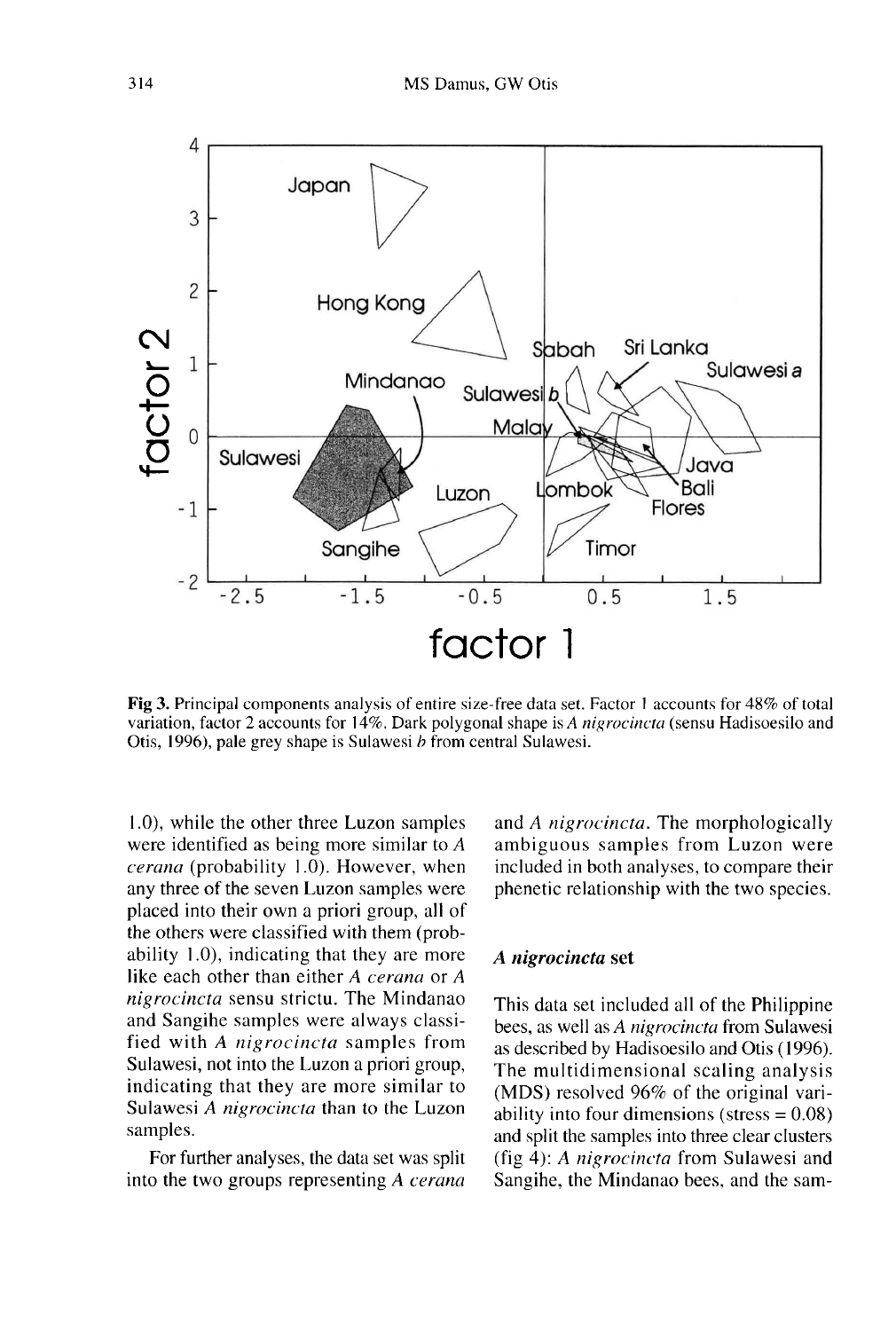Fig 3. Principal components analysis of entire size-free data set. Factor 1 accounts for 48% of total variation, factor 2 accounts for 14%. Dark polygonal shape is *A nigrocincta* (sensu Hadisoesilo and Otis, 1996), pale grey shape is Sulawesi *b* from central Sulawesi.

1.0), while the other three Luzon samples were identified as being more similar to *A cerana* (probability 1.0). However, when any three of the seven Luzon samples were placed into their own a priori group, all of the others were classified with them (probability 1.0), indicating that they are more like each other than either *A cerana* or *A nigrocincta* sensu strictu. The Mindanao and Sangihe samples were always classified with *A nigrocincta* samples from Sulawesi, not into the Luzon a priori group, indicating that they are more similar to Sulawesi *A nigrocincta* than to the Luzon samples.

For further analyses, the data set was split into the two groups representing *A cerana* and *A nigrocincta*. The morphologically ambiguous samples from Luzon were included in both analyses, to compare their phenetic relationship with the two species.

### *A nigrocincta* set

This data set included all of the Philippine bees, as well as *A nigrocincta* from Sulawesi as described by Hadisoesilo and Otis (1996). The multidimensional scaling analysis (MDS) resolved 96% of the original variability into four dimensions (stress = 0.08) and split the samples into three clear clusters (fig 4): *A nigrocincta* from Sulawesi and Sangihe, the Mindanao bees, and the sam-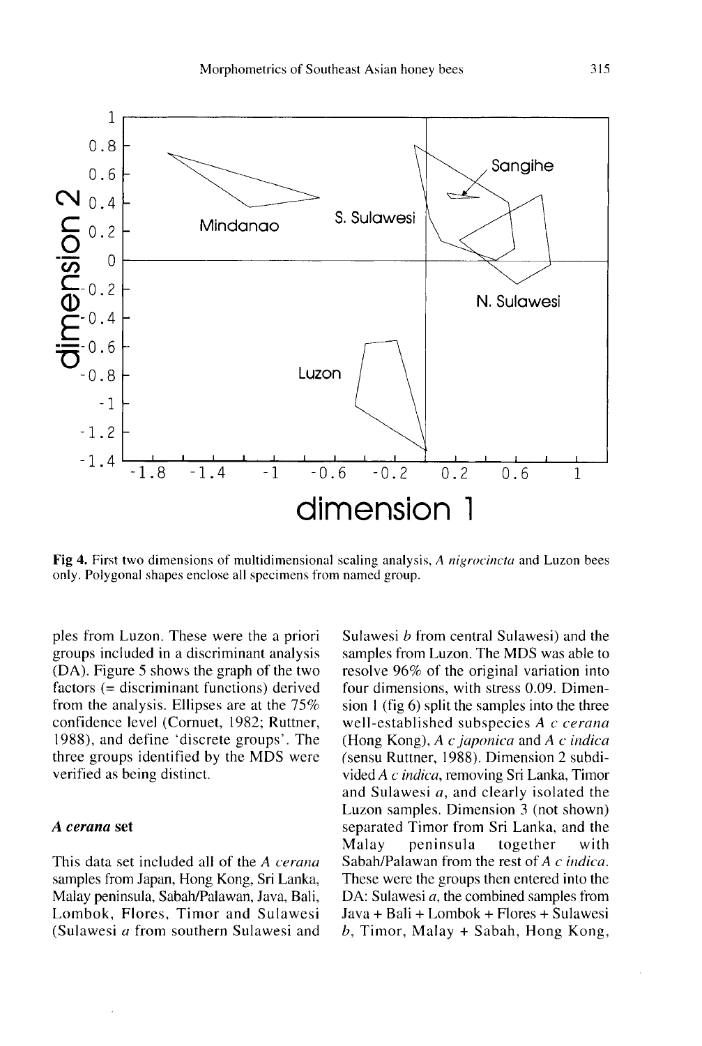Fig 4. First two dimensions of multidimensional scaling analysis, *A nigrocincta* and Luzon bees only. Polygonal shapes enclose all specimens from named group.

ples from Luzon. These were the a priori groups included in a discriminant analysis (DA). Figure 5 shows the graph of the two factors (= discriminant functions) derived from the analysis. Ellipses are at the 75% confidence level (Cornuet, 1982; Ruttner, 1988), and define 'discrete groups'. The three groups identified by the MDS were verified as being distinct.

### *A cerana* set

This data set included all of the *A cerana* samples from Japan, Hong Kong, Sri Lanka, Malay peninsula, Sabah/Palawan, Java, Bali, Lombok, Flores, Timor and Sulawesi (Sulawesi *a* from southern Sulawesi and Sulawesi *b* from central Sulawesi) and the samples from Luzon. The MDS was able to resolve 96% of the original variation into four dimensions, with stress 0.09. Dimension 1 (fig 6) split the samples into the three well-established subspecies *A c cerana* (Hong Kong), *A c japonica* and *A c indica* (sensu Ruttner, 1988). Dimension 2 subdivided *A c indica*, removing Sri Lanka, Timor and Sulawesi *a*, and clearly isolated the Luzon samples. Dimension 3 (not shown) separated Timor from Sri Lanka, and the Malay peninsula together with Sabah/Palawan from the rest of *A c indica*. These were the groups then entered into the DA: Sulawesi *a*, the combined samples from Java + Bali + Lombok + Flores + Sulawesi *b*, Timor, Malay + Sabah, Hong Kong,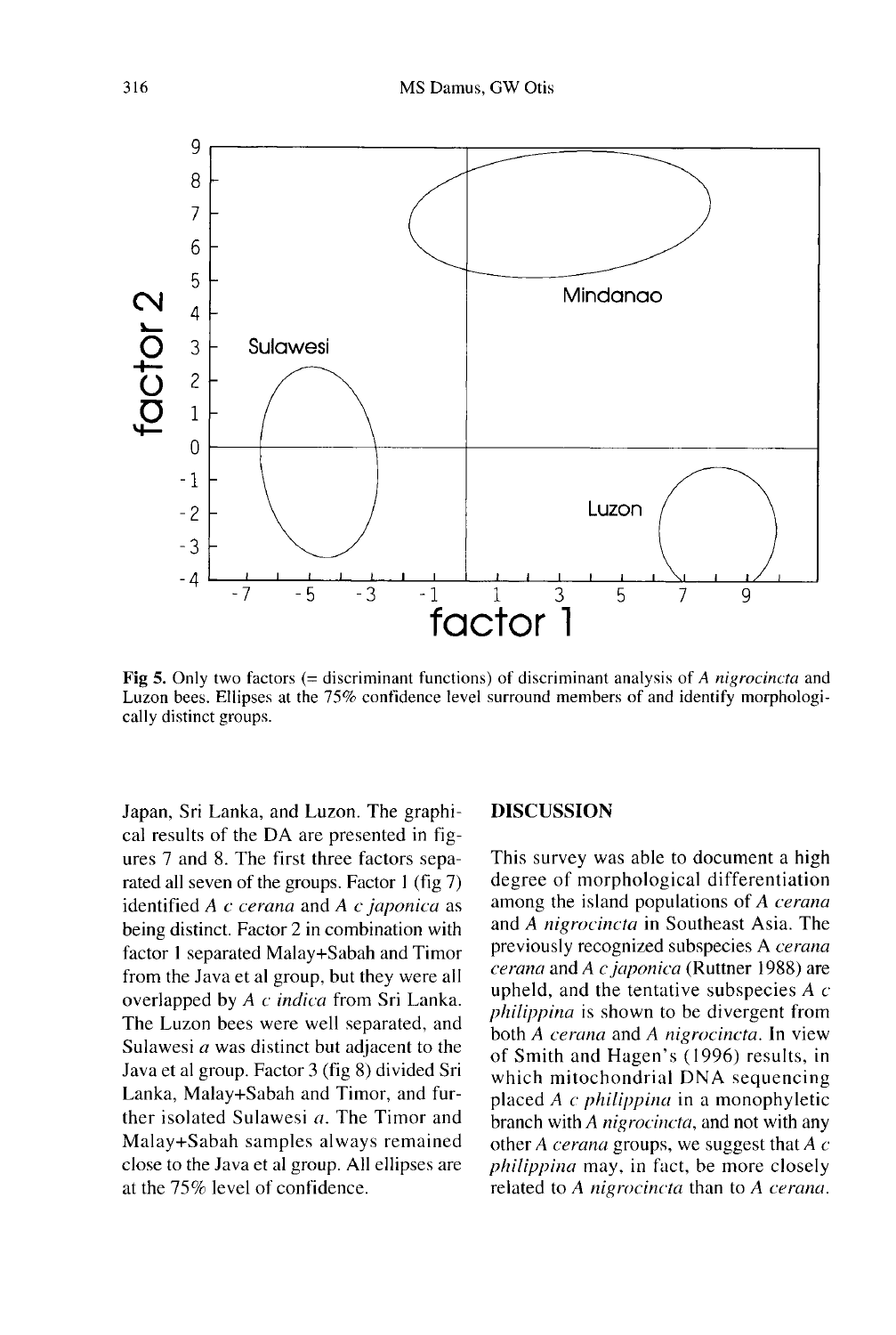Fig 5. Only two factors (= discriminant functions) of discriminant analysis of *A nigrocincta* and Luzon bees. Ellipses at the 75% confidence level surround members of and identify morphologically distinct groups.

Japan, Sri Lanka, and Luzon. The graphical results of the DA are presented in figures 7 and 8. The first three factors separated all seven of the groups. Factor 1 (fig 7) identified *A c cerana* and *A c japonica* as being distinct. Factor 2 in combination with factor 1 separated Malay+Sabah and Timor from the Java et al group, but they were all overlapped by *A c indica* from Sri Lanka. The Luzon bees were well separated, and Sulawesi *a* was distinct but adjacent to the Java et al group. Factor 3 (fig 8) divided Sri Lanka, Malay+Sabah and Timor, and further isolated Sulawesi *a*. The Timor and Malay+Sabah samples always remained close to the Java et al group. All ellipses are at the 75% level of confidence.

## DISCUSSION

This survey was able to document a high degree of morphological differentiation among the island populations of *A cerana* and *A nigrocincta* in Southeast Asia. The previously recognized subspecies A *cerana cerana* and *A c japonica* (Ruttner 1988) are upheld, and the tentative subspecies *A c philippina* is shown to be divergent from both *A cerana* and *A nigrocincta*. In view of Smith and Hagen's (1996) results, in which mitochondrial DNA sequencing placed *A c philippina* in a monophyletic branch with *A nigrocincta*, and not with any other *A cerana* groups, we suggest that *A c philippina* may, in fact, be more closely related to *A nigrocincta* than to *A cerana*.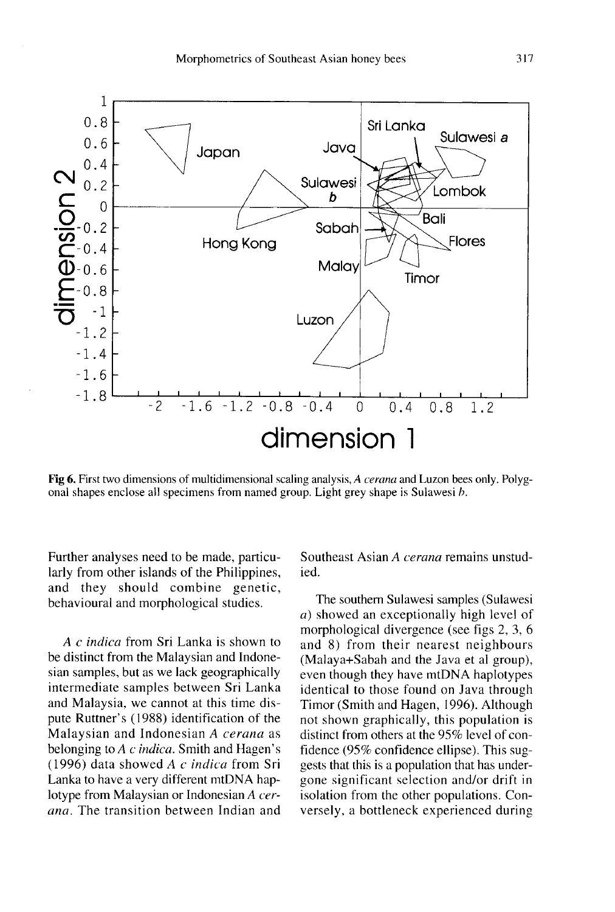Fig 6. First two dimensions of multidimensional scaling analysis, *A cerana* and Luzon bees only. Polygonal shapes enclose all specimens from named group. Light grey shape is Sulawesi *b*.

Further analyses need to be made, particularly from other islands of the Philippines, and they should combine genetic, behavioural and morphological studies.

*A c indica* from Sri Lanka is shown to be distinct from the Malaysian and Indonesian samples, but as we lack geographically intermediate samples between Sri Lanka and Malaysia, we cannot at this time dispute Ruttner's (1988) identification of the Malaysian and Indonesian *A cerana* as belonging to *A c indica*. Smith and Hagen's (1996) data showed *A c indica* from Sri Lanka to have a very different mtDNA haplotype from Malaysian or Indonesian *A cerana*. The transition between Indian and Southeast Asian *A cerana* remains unstudied.

The southern Sulawesi samples (Sulawesi *a*) showed an exceptionally high level of morphological divergence (see figs 2, 3, 6 and 8) from their nearest neighbours (Malaya+Sabah and the Java et al group), even though they have mtDNA haplotypes identical to those found on Java through Timor (Smith and Hagen, 1996). Although not shown graphically, this population is distinct from others at the 95% level of confidence (95% confidence ellipse). This suggests that this is a population that has undergone significant selection and/or drift in isolation from the other populations. Conversely, a bottleneck experienced during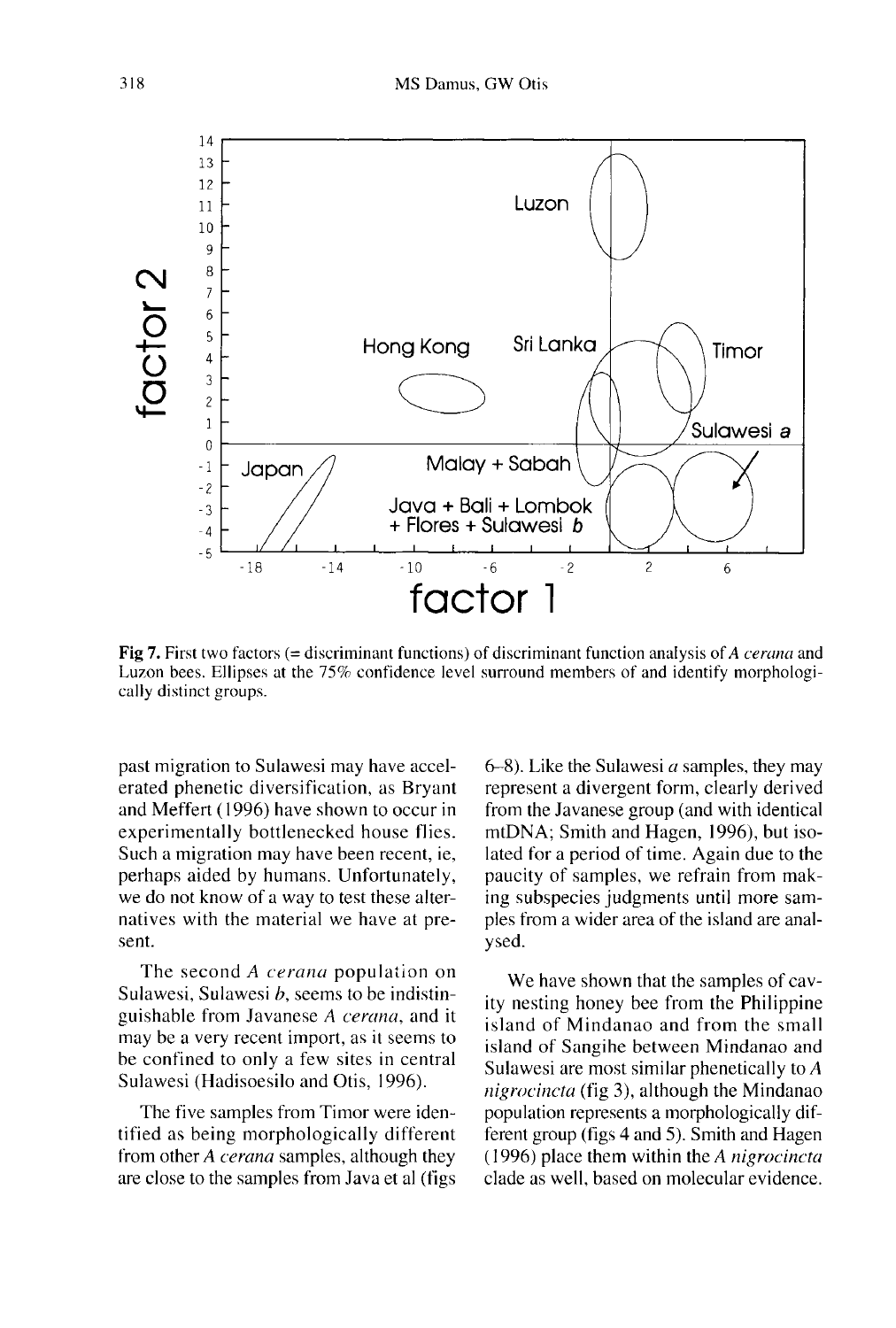Fig 7. First two factors (= discriminant functions) of discriminant function analysis of *A cerana* and Luzon bees. Ellipses at the 75% confidence level surround members of and identify morphologically distinct groups.

past migration to Sulawesi may have accelerated phenetic diversification, as Bryant and Meffert (1996) have shown to occur in experimentally bottlenecked house flies. Such a migration may have been recent, ie, perhaps aided by humans. Unfortunately, we do not know of a way to test these alternatives with the material we have at present.

The second *A cerana* population on Sulawesi, Sulawesi *b*, seems to be indistinguishable from Javanese *A cerana*, and it may be a very recent import, as it seems to be confined to only a few sites in central Sulawesi (Hadisoesilo and Otis, 1996).

The five samples from Timor were identified as being morphologically different from other *A cerana* samples, although they are close to the samples from Java et al (figs 6–8). Like the Sulawesi *a* samples, they may represent a divergent form, clearly derived from the Javanese group (and with identical mtDNA; Smith and Hagen, 1996), but isolated for a period of time. Again due to the paucity of samples, we refrain from making subspecies judgments until more samples from a wider area of the island are analysed.

We have shown that the samples of cavity nesting honey bee from the Philippine island of Mindanao and from the small island of Sangihe between Mindanao and Sulawesi are most similar phenetically to *A nigrocincta* (fig 3), although the Mindanao population represents a morphologically different group (figs 4 and 5). Smith and Hagen (1996) place them within the *A nigrocincta* clade as well, based on molecular evidence.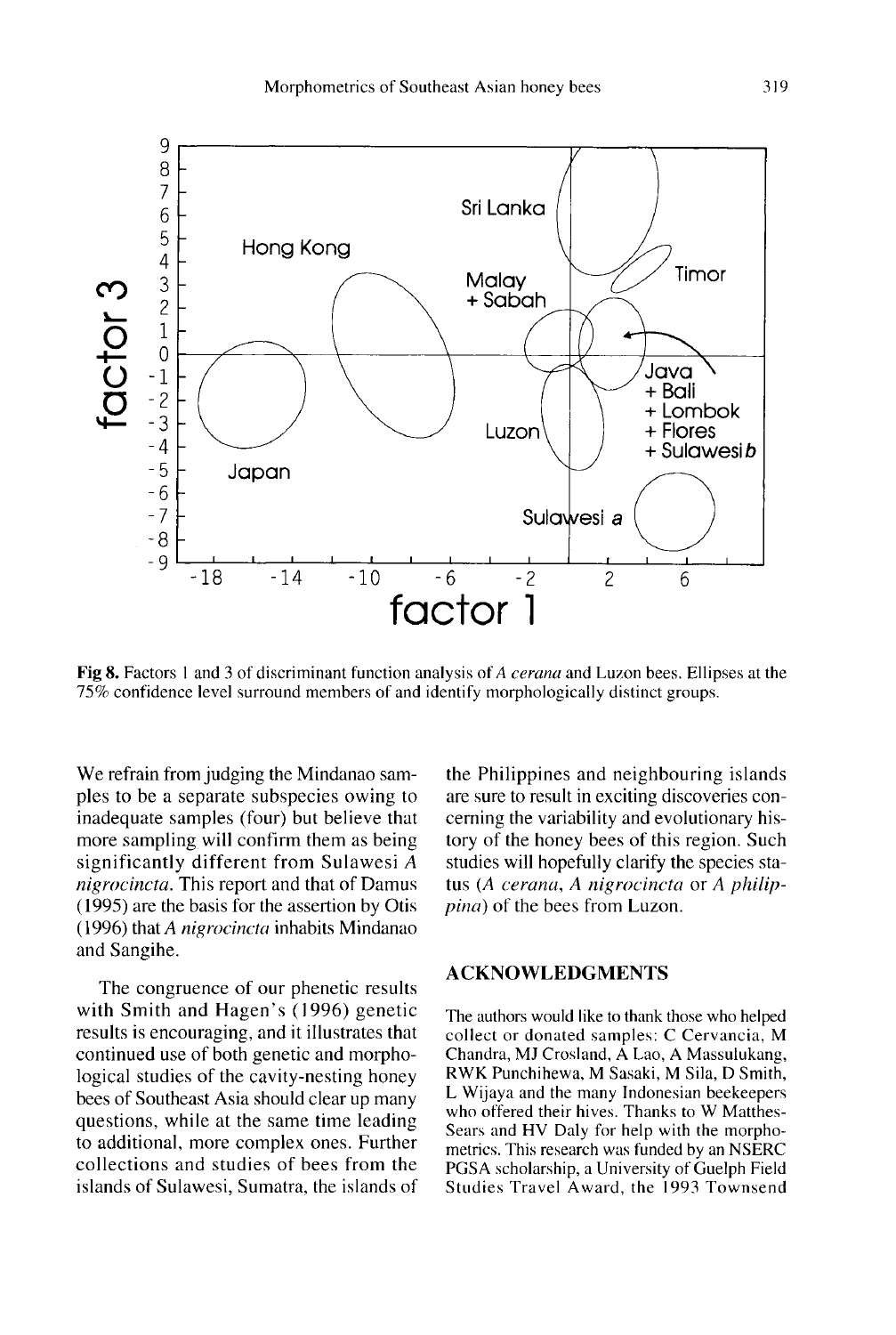**Fig 8.** Factors 1 and 3 of discriminant function analysis of *A cerana* and Luzon bees. Ellipses at the 75% confidence level surround members of and identify morphologically distinct groups.

We refrain from judging the Mindanao samples to be a separate subspecies owing to inadequate samples (four) but believe that more sampling will confirm them as being significantly different from Sulawesi *A nigrocincta*. This report and that of Damus (1995) are the basis for the assertion by Otis (1996) that *A nigrocincta* inhabits Mindanao and Sangihe.

The congruence of our phenetic results with Smith and Hagen's (1996) genetic results is encouraging, and it illustrates that continued use of both genetic and morphological studies of the cavity-nesting honey bees of Southeast Asia should clear up many questions, while at the same time leading to additional, more complex ones. Further collections and studies of bees from the islands of Sulawesi, Sumatra, the islands of the Philippines and neighbouring islands are sure to result in exciting discoveries concerning the variability and evolutionary history of the honey bees of this region. Such studies will hopefully clarify the species status (*A cerana*, *A nigrocincta* or *A philippina*) of the bees from Luzon.

## ACKNOWLEDGMENTS

The authors would like to thank those who helped collect or donated samples: C Cervancia, M Chandra, MJ Crosland, A Lao, A Massulukang, RWK Punchihewa, M Sasaki, M Sila, D Smith, L Wijaya and the many Indonesian beekeepers who offered their hives. Thanks to W Matthes-Sears and HV Daly for help with the morphometrics. This research was funded by an NSERC PGSA scholarship, a University of Guelph Field Studies Travel Award, the 1993 Townsend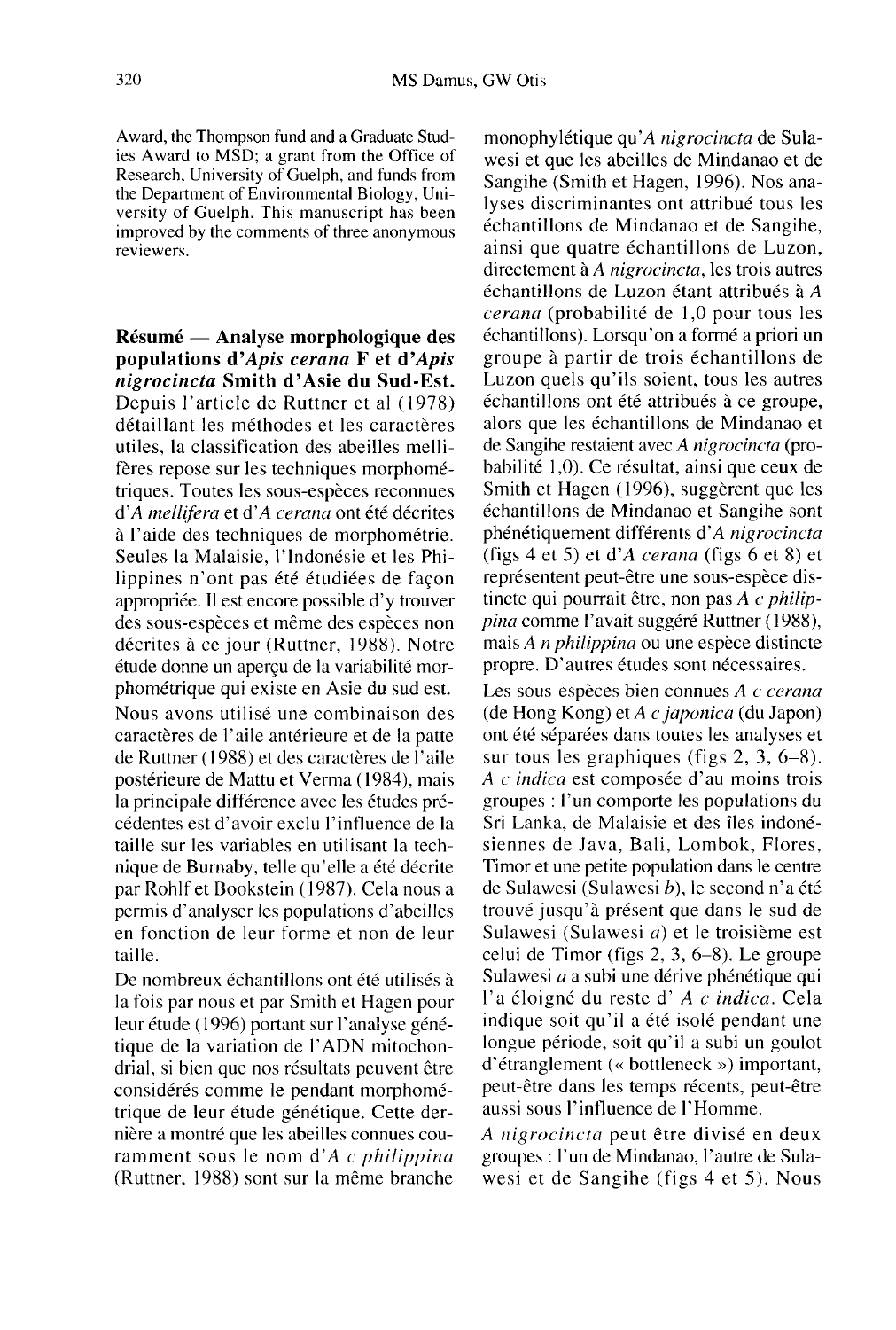Award, the Thompson fund and a Graduate Studies Award to MSD; a grant from the Office of Research, University of Guelph, and funds from the Department of Environmental Biology, University of Guelph. This manuscript has been improved by the comments of three anonymous reviewers.

**Résumé — Analyse morphologique des populations d'*Apis cerana* F et d'*Apis nigrocincta* Smith d'Asie du Sud-Est.** Depuis l'article de Ruttner et al (1978) détaillant les méthodes et les caractères utiles, la classification des abeilles mellifères repose sur les techniques morphométriques. Toutes les sous-espèces reconnues d'*A mellifera* et d'*A cerana* ont été décrites à l'aide des techniques de morphométrie. Seules la Malaisie, l'Indonésie et les Philippines n'ont pas été étudiées de façon appropriée. Il est encore possible d'y trouver des sous-espèces et même des espèces non décrites à ce jour (Ruttner, 1988). Notre étude donne un aperçu de la variabilité morphométrique qui existe en Asie du sud est.

Nous avons utilisé une combinaison des caractères de l'aile antérieure et de la patte de Ruttner (1988) et des caractères de l'aile postérieure de Mattu et Verma (1984), mais la principale différence avec les études précédentes est d'avoir exclu l'influence de la taille sur les variables en utilisant la technique de Burnaby, telle qu'elle a été décrite par Rohlf et Bookstein (1987). Cela nous a permis d'analyser les populations d'abeilles en fonction de leur forme et non de leur taille.

De nombreux échantillons ont été utilisés à la fois par nous et par Smith et Hagen pour leur étude (1996) portant sur l'analyse génétique de la variation de l'ADN mitochondrial, si bien que nos résultats peuvent être considérés comme le pendant morphométrique de leur étude génétique. Cette dernière a montré que les abeilles connues couramment sous le nom d'*A c philippina* (Ruttner, 1988) sont sur la même branche monophylétique qu'*A nigrocincta* de Sulawesi et que les abeilles de Mindanao et de Sangihe (Smith et Hagen, 1996). Nos analyses discriminantes ont attribué tous les échantillons de Mindanao et de Sangihe, ainsi que quatre échantillons de Luzon, directement à *A nigrocincta*, les trois autres échantillons de Luzon étant attribués à *A cerana* (probabilité de 1,0 pour tous les échantillons). Lorsqu'on a formé a priori un groupe à partir de trois échantillons de Luzon quels qu'ils soient, tous les autres échantillons ont été attribués à ce groupe, alors que les échantillons de Mindanao et de Sangihe restaient avec *A nigrocincta* (probabilité 1,0). Ce résultat, ainsi que ceux de Smith et Hagen (1996), suggèrent que les échantillons de Mindanao et Sangihe sont phénétiquement différents d'*A nigrocincta* (figs 4 et 5) et d'*A cerana* (figs 6 et 8) et représentent peut-être une sous-espèce distincte qui pourrait être, non pas *A c philippina* comme l'avait suggéré Ruttner (1988), mais *A n philippina* ou une espèce distincte propre. D'autres études sont nécessaires.

Les sous-espèces bien connues *A c cerana* (de Hong Kong) et *A c japonica* (du Japon) ont été séparées dans toutes les analyses et sur tous les graphiques (figs 2, 3, 6–8). *A c indica* est composée d'au moins trois groupes : l'un comporte les populations du Sri Lanka, de Malaisie et des îles indonésiennes de Java, Bali, Lombok, Flores, Timor et une petite population dans le centre de Sulawesi (Sulawesi *b*), le second n'a été trouvé jusqu'à présent que dans le sud de Sulawesi (Sulawesi *a*) et le troisième est celui de Timor (figs 2, 3, 6–8). Le groupe Sulawesi *a* a subi une dérive phénétique qui l'a éloigné du reste d' *A c indica*. Cela indique soit qu'il a été isolé pendant une longue période, soit qu'il a subi un goulot d'étranglement (« bottleneck ») important, peut-être dans les temps récents, peut-être aussi sous l'influence de l'Homme.

*A nigrocincta* peut être divisé en deux groupes : l'un de Mindanao, l'autre de Sulawesi et de Sangihe (figs 4 et 5). Nous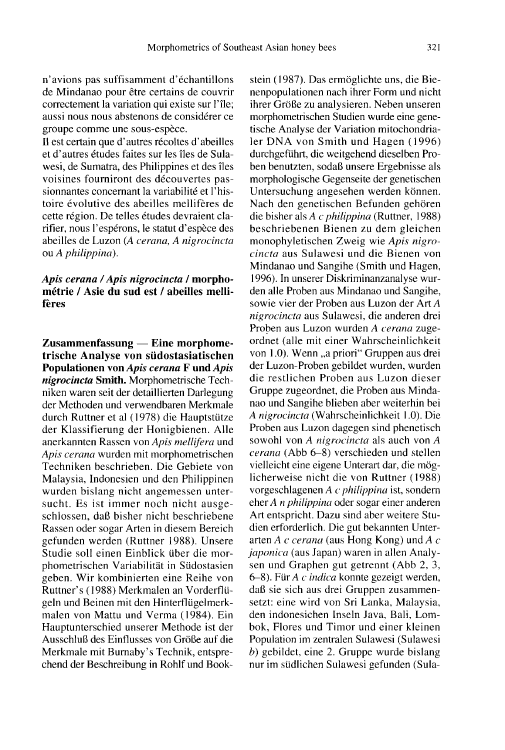n'avions pas suffisamment d'échantillons de Mindanao pour être certains de couvrir correctement la variation qui existe sur l'île; aussi nous nous abstenons de considérer ce groupe comme une sous-espèce.

Il est certain que d'autres récoltes d'abeilles et d'autres études faites sur les îles de Sulawesi, de Sumatra, des Philippines et des îles voisines fourniront des découvertes passionnantes concernant la variabilité et l'histoire évolutive des abeilles mellifères de cette région. De telles études devraient clarifier, nous l'espérons, le statut d'espèce des abeilles de Luzon (*A cerana, A nigrocincta* ou *A philippina*).

***Apis cerana / Apis nigrocincta* / morphométrie / Asie du sud est / abeilles mellifères**

**Zusammenfassung — Eine morphometrische Analyse von südostasiatischen Populationen von *Apis cerana* F und *Apis nigrocincta* Smith.** Morphometrische Techniken waren seit der detaillierten Darlegung der Methoden und verwendbaren Merkmale durch Ruttner et al (1978) die Hauptstütze der Klassifierung der Honigbienen. Alle anerkannten Rassen von *Apis mellifera* und *Apis cerana* wurden mit morphometrischen Techniken beschrieben. Die Gebiete von Malaysia, Indonesien und den Philippinen wurden bislang nicht angemessen untersucht. Es ist immer noch nicht ausgeschlossen, daß bisher nicht beschriebene Rassen oder sogar Arten in diesem Bereich gefunden werden (Ruttner 1988). Unsere Studie soll einen Einblick über die morphometrischen Variabilität in Südostasien geben. Wir kombinierten eine Reihe von Ruttner's (1988) Merkmalen an Vorderflügeln und Beinen mit den Hinterflügelmerkmalen von Mattu und Verma (1984). Ein Hauptunterschied unserer Methode ist der Ausschluß des Einflusses von Größe auf die Merkmale mit Burnaby's Technik, entsprechend der Beschreibung in Rohlf und Bookstein (1987). Das ermöglichte uns, die Bienenpopulationen nach ihrer Form und nicht ihrer Größe zu analysieren. Neben unseren morphometrischen Studien wurde eine genetische Analyse der Variation mitochondrialer DNA von Smith und Hagen (1996) durchgeführt, die weitgehend dieselben Proben benutzten, sodaß unsere Ergebnisse als morphologische Gegenseite der genetischen Untersuchung angesehen werden können. Nach den genetischen Befunden gehören die bisher als *A c philippina* (Ruttner, 1988) beschriebenen Bienen zu dem gleichen monophyletischen Zweig wie *Apis nigrocincta* aus Sulawesi und die Bienen von Mindanao und Sangihe (Smith und Hagen, 1996). In unserer Diskriminanzanalyse wurden alle Proben aus Mindanao und Sangihe, sowie vier der Proben aus Luzon der Art *A nigrocincta* aus Sulawesi, die anderen drei Proben aus Luzon wurden *A cerana* zugeordnet (alle mit einer Wahrscheinlichkeit von 1.0). Wenn „a priori" Gruppen aus drei der Luzon-Proben gebildet wurden, wurden die restlichen Proben aus Luzon dieser Gruppe zugeordnet, die Proben aus Mindanao und Sangihe blieben aber weiterhin bei *A nigrocincta* (Wahrscheinlichkeit 1.0). Die Proben aus Luzon dagegen sind phenetisch sowohl von *A nigrocincta* als auch von *A cerana* (Abb 6–8) verschieden und stellen vielleicht eine eigene Unterart dar, die möglicherweise nicht die von Ruttner (1988) vorgeschlagenen *A c philippina* ist, sondern eher *A n philippina* oder sogar einer anderen Art entspricht. Dazu sind aber weitere Studien erforderlich. Die gut bekannten Unterarten *A c cerana* (aus Hong Kong) und *A c japonica* (aus Japan) waren in allen Analysen und Graphen gut getrennt (Abb 2, 3, 6–8). Für *A c indica* konnte gezeigt werden, daß sie sich aus drei Gruppen zusammensetzt: eine wird von Sri Lanka, Malaysia, den indonesichen Inseln Java, Bali, Lombok, Flores und Timor und einer kleinen Population im zentralen Sulawesi (Sulawesi *b*) gebildet, eine 2. Gruppe wurde bislang nur im südlichen Sulawesi gefunden (Sula-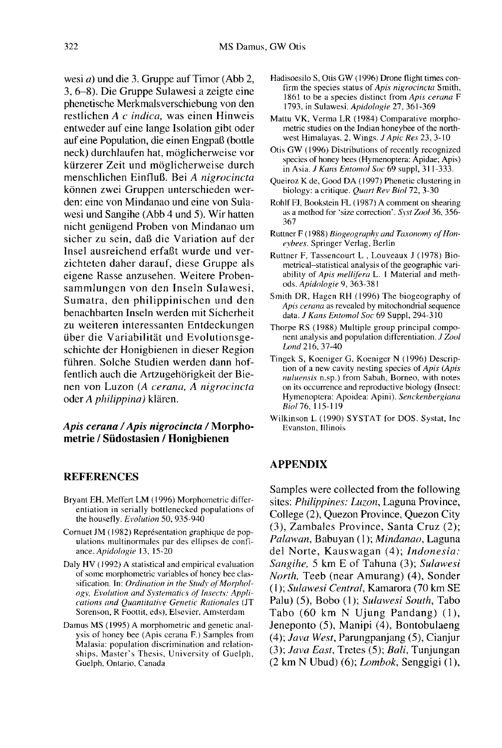wesi *a*) und die 3. Gruppe auf Timor (Abb 2, 3, 6–8). Die Gruppe Sulawesi a zeigte eine phenetische Merkmalsverschiebung von den restlichen *A c indica*, was einen Hinweis entweder auf eine lange Isolation gibt oder auf eine Population, die einen Engpaß (bottle neck) durchlaufen hat, möglicherweise vor kürzerer Zeit und möglicherweise durch menschlichen Einfluß. Bei *A nigrocincta* können zwei Gruppen unterschieden werden: eine von Mindanao und eine von Sulawesi und Sangihe (Abb 4 und 5). Wir hatten nicht genügend Proben von Mindanao um sicher zu sein, daß die Variation auf der Insel ausreichend erfaßt wurde und verzichteten daher darauf, diese Gruppe als eigene Rasse anzusehen. Weitere Probensammlungen von den Inseln Sulawesi, Sumatra, den philippinischen und den benachbarten Inseln werden mit Sicherheit zu weiteren interessanten Entdeckungen über die Variabilität und Evolutionsgeschichte der Honigbienen in dieser Region führen. Solche Studien werden dann hoffentlich auch die Artzugehörigkeit der Bienen von Luzon (*A cerana, A nigrocincta* oder *A philippina*) klären.

***Apis cerana / Apis nigrocincta* / Morphometrie / Südostasien / Honigbienen**

## REFERENCES

Bryant EH, Meffert LM (1996) Morphometric differentiation in serially bottlenecked populations of the housefly. *Evolution* 50, 935-940

Cornuet JM (1982) Représentation graphique de populations multinormales par des ellipses de confiance. *Apidologie* 13, 15-20

Daly HV (1992) A statistical and empirical evaluation of some morphometric variables of honey bee classification. In: *Ordination in the Study of Morphology, Evolution and Systematics of Insects: Applications and Quantitative Genetic Rationales* (JT Sorenson, R Foottit, eds), Elsevier, Amsterdam

Damus MS (1995) A morphometric and genetic analysis of honey bee (Apis cerana F.) Samples from Malasia: population discrimination and relationships. Master's Thesis, University of Guelph, Guelph, Ontario, Canada

Hadisoesilo S, Otis GW (1996) Drone flight times confirm the species status of *Apis nigrocincta* Smith, 1861 to be a species distinct from *Apis cerana* F 1793, in Sulawesi. *Apidologie* 27, 361-369

Mattu VK, Verma LR (1984) Comparative morphometric studies on the Indian honeybee of the northwest Himalayas. 2. Wings. *J Apic Res* 23, 3-10

Otis GW (1996) Distributions of recently recognized species of honey bees (Hymenoptera: Apidae; Apis) in Asia. *J Kans Entomol Soc* 69 suppl, 311-333.

Queiroz K de, Good DA (1997) Phenetic clustering in biology: a critique. *Quart Rev Biol* 72, 3-30

Rohlf FJ, Bookstein FL (1987) A comment on shearing as a method for 'size correction'. *Syst Zool* 36, 356-367

Ruttner F (1988) *Biogeography and Taxonomy of Honeybees*. Springer Verlag, Berlin

Ruttner F, Tassencourt L, Louveaux J (1978) Biometrical–statistical analysis of the geographic variability of *Apis mellifera* L. 1 Material and methods. *Apidologie* 9, 363-381

Smith DR, Hagen RH (1996) The biogeography of *Apis cerana* as revealed by mitochondrial sequence data. *J Kans Entomol Soc* 69 Suppl, 294-310

Thorpe RS (1988) Multiple group principal component analysis and population differentiation. *J Zool Lond* 216, 37-40

Tingek S, Koeniger G, Koeniger N (1996) Description of a new cavity nesting species of *Apis* (*Apis nuluensis* n.sp.) from Sabah, Borneo, with notes on its occurrence and reproductive biology (Insect: Hymenoptera: Apoidea: Apini). *Senckenbergiana Biol* 76, 115-119

Wilkinson L (1990) SYSTAT for DOS. Systat, Inc Evanston, Illinois

## APPENDIX

Samples were collected from the following sites: *Philippines: Luzon*, Laguna Province, College (2), Quezon Province, Quezon City (3), Zambales Province, Santa Cruz (2); *Palawan*, Babuyan (1); *Mindanao*, Laguna del Norte, Kauswagan (4); *Indonesia: Sangihe*, 5 km E of Tahuna (3); *Sulawesi North*, Teeb (near Amurang) (4), Sonder (1); *Sulawesi Central*, Kamarora (70 km SE Palu) (5), Bobo (1); *Sulawesi South*, Tabo Tabo (60 km N Ujung Pandang) (1), Jeneponto (5), Manipi (4), Bontobulaeng (4); *Java West*, Parungpanjang (5), Cianjur (3); *Java East*, Tretes (5); *Bali*, Tunjungan (2 km N Ubud) (6); *Lombok*, Senggigi (1),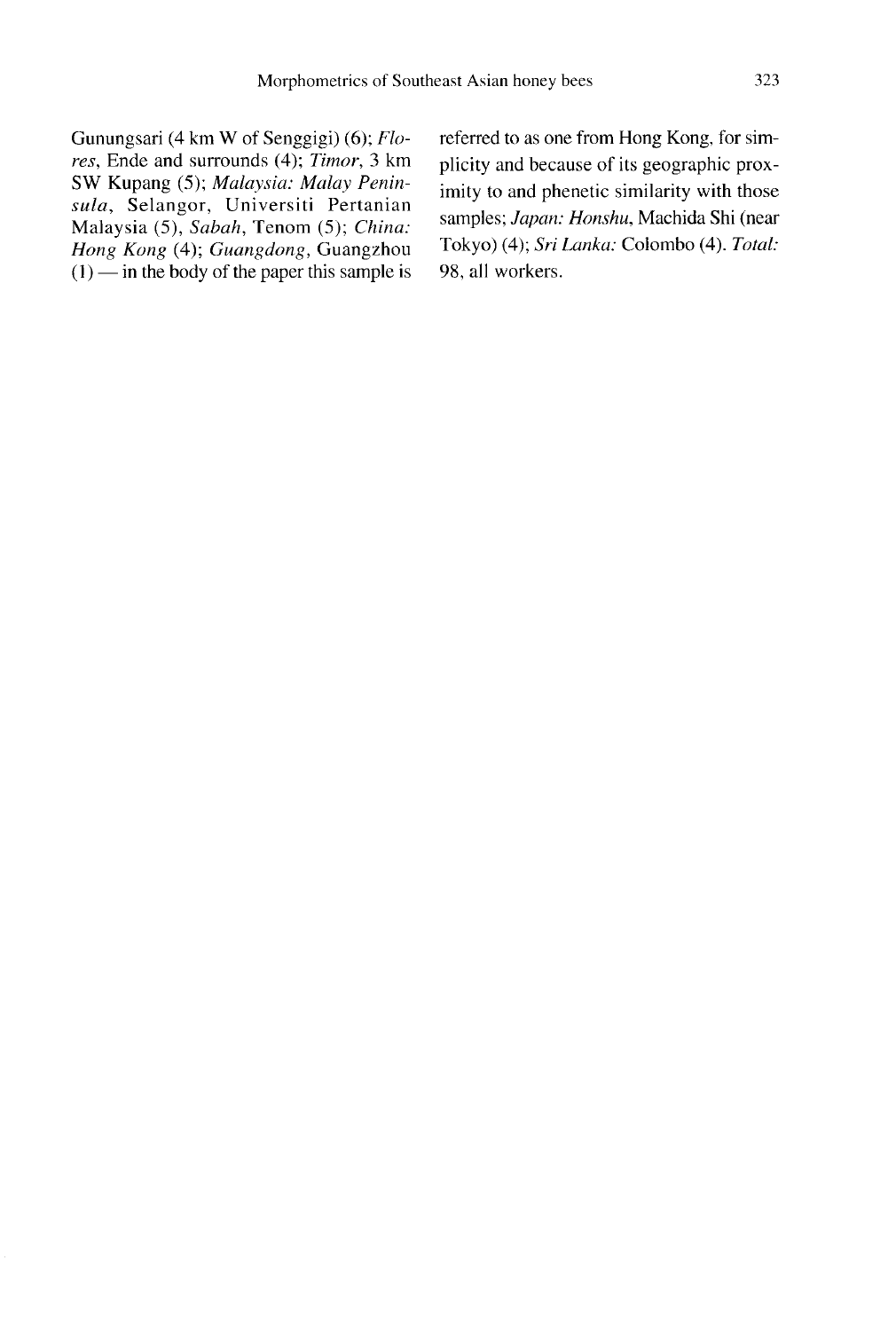Gunungsari (4 km W of Senggigi) (6); *Flores*, Ende and surrounds (4); *Timor*, 3 km SW Kupang (5); *Malaysia: Malay Peninsula*, Selangor, Universiti Pertanian Malaysia (5), *Sabah*, Tenom (5); *China: Hong Kong* (4); *Guangdong*, Guangzhou (1) — in the body of the paper this sample is referred to as one from Hong Kong, for simplicity and because of its geographic proximity to and phenetic similarity with those samples; *Japan: Honshu*, Machida Shi (near Tokyo) (4); *Sri Lanka:* Colombo (4). *Total:* 98, all workers.